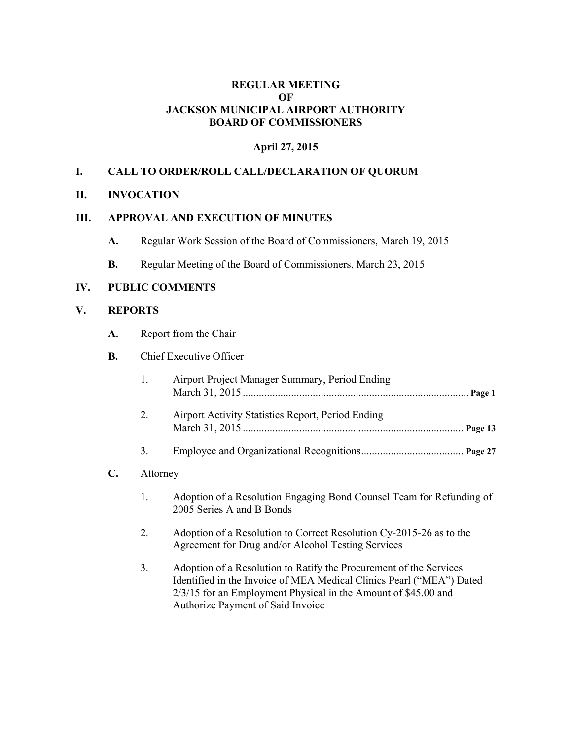# REGULAR MEETING
# OF
# JACKSON MUNICIPAL AIRPORT AUTHORITY
# BOARD OF COMMISSIONERS

**April 27, 2015**

## I. CALL TO ORDER/ROLL CALL/DECLARATION OF QUORUM

## II. INVOCATION

## III. APPROVAL AND EXECUTION OF MINUTES

**A.** Regular Work Session of the Board of Commissioners, March 19, 2015

**B.** Regular Meeting of the Board of Commissioners, March 23, 2015

## IV. PUBLIC COMMENTS

## V. REPORTS

**A.** Report from the Chair

**B.** Chief Executive Officer

1. Airport Project Manager Summary, Period Ending March 31, 2015 .................................................................................... **Page 1**
2. Airport Activity Statistics Report, Period Ending March 31, 2015 .................................................................................. **Page 13**
3. Employee and Organizational Recognitions...................................... **Page 27**

**C.** Attorney

1. Adoption of a Resolution Engaging Bond Counsel Team for Refunding of 2005 Series A and B Bonds
2. Adoption of a Resolution to Correct Resolution Cy-2015-26 as to the Agreement for Drug and/or Alcohol Testing Services
3. Adoption of a Resolution to Ratify the Procurement of the Services Identified in the Invoice of MEA Medical Clinics Pearl ("MEA") Dated 2/3/15 for an Employment Physical in the Amount of $45.00 and Authorize Payment of Said Invoice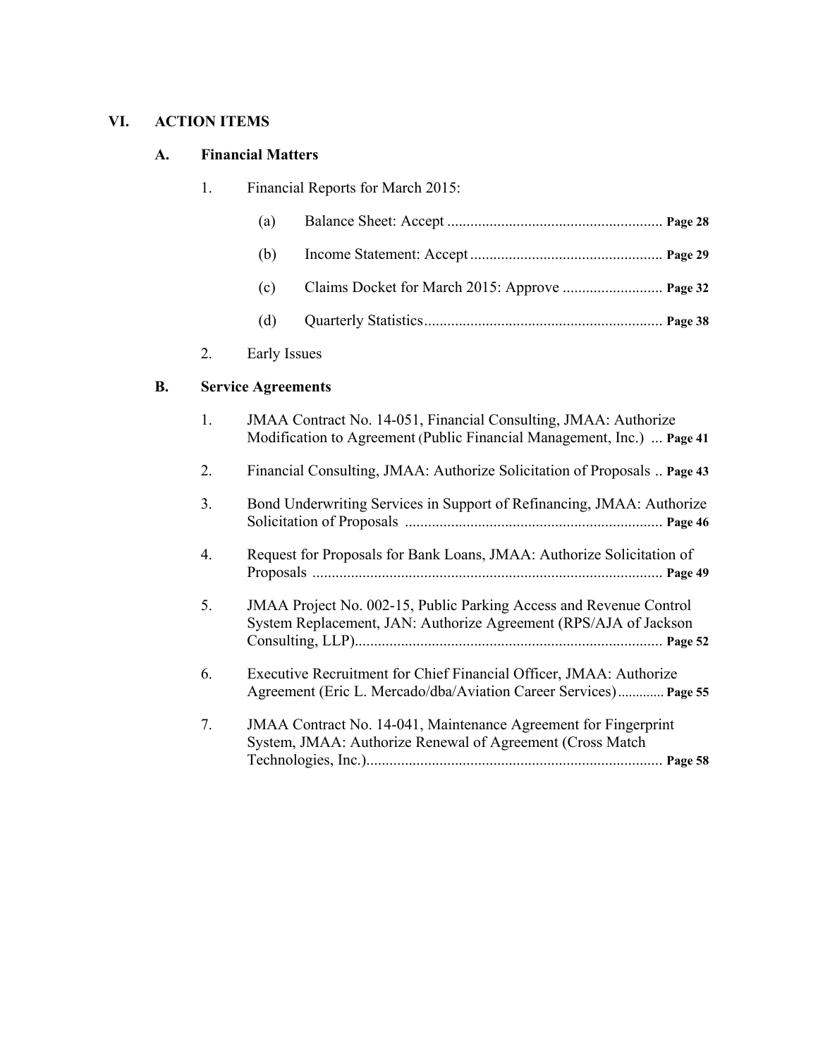## VI. ACTION ITEMS

### A. Financial Matters

1. Financial Reports for March 2015:

   (a) Balance Sheet: Accept ........................................................ **Page 28**

   (b) Income Statement: Accept ................................................. **Page 29**

   (c) Claims Docket for March 2015: Approve .......................... **Page 32**

   (d) Quarterly Statistics............................................................. **Page 38**

2. Early Issues

### B. Service Agreements

1. JMAA Contract No. 14-051, Financial Consulting, JMAA: Authorize Modification to Agreement (Public Financial Management, Inc.) ... **Page 41**

2. Financial Consulting, JMAA: Authorize Solicitation of Proposals .. **Page 43**

3. Bond Underwriting Services in Support of Refinancing, JMAA: Authorize Solicitation of Proposals .................................................................. **Page 46**

4. Request for Proposals for Bank Loans, JMAA: Authorize Solicitation of Proposals .......................................................................................... **Page 49**

5. JMAA Project No. 002-15, Public Parking Access and Revenue Control System Replacement, JAN: Authorize Agreement (RPS/AJA of Jackson Consulting, LLP)................................................................................ **Page 52**

6. Executive Recruitment for Chief Financial Officer, JMAA: Authorize Agreement (Eric L. Mercado/dba/Aviation Career Services)............. **Page 55**

7. JMAA Contract No. 14-041, Maintenance Agreement for Fingerprint System, JMAA: Authorize Renewal of Agreement (Cross Match Technologies, Inc.)............................................................................. **Page 58**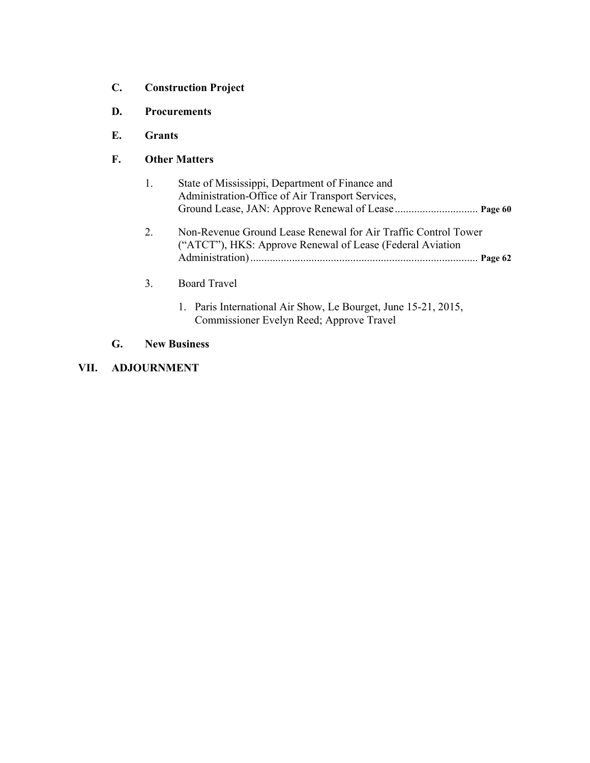**C. Construction Project**

**D. Procurements**

**E. Grants**

**F. Other Matters**

1. State of Mississippi, Department of Finance and Administration-Office of Air Transport Services, Ground Lease, JAN: Approve Renewal of Lease .............................. **Page 60**

2. Non-Revenue Ground Lease Renewal for Air Traffic Control Tower ("ATCT"), HKS: Approve Renewal of Lease (Federal Aviation Administration) .................................................................................. **Page 62**

3. Board Travel

    1. Paris International Air Show, Le Bourget, June 15-21, 2015, Commissioner Evelyn Reed; Approve Travel

**G. New Business**

**VII. ADJOURNMENT**